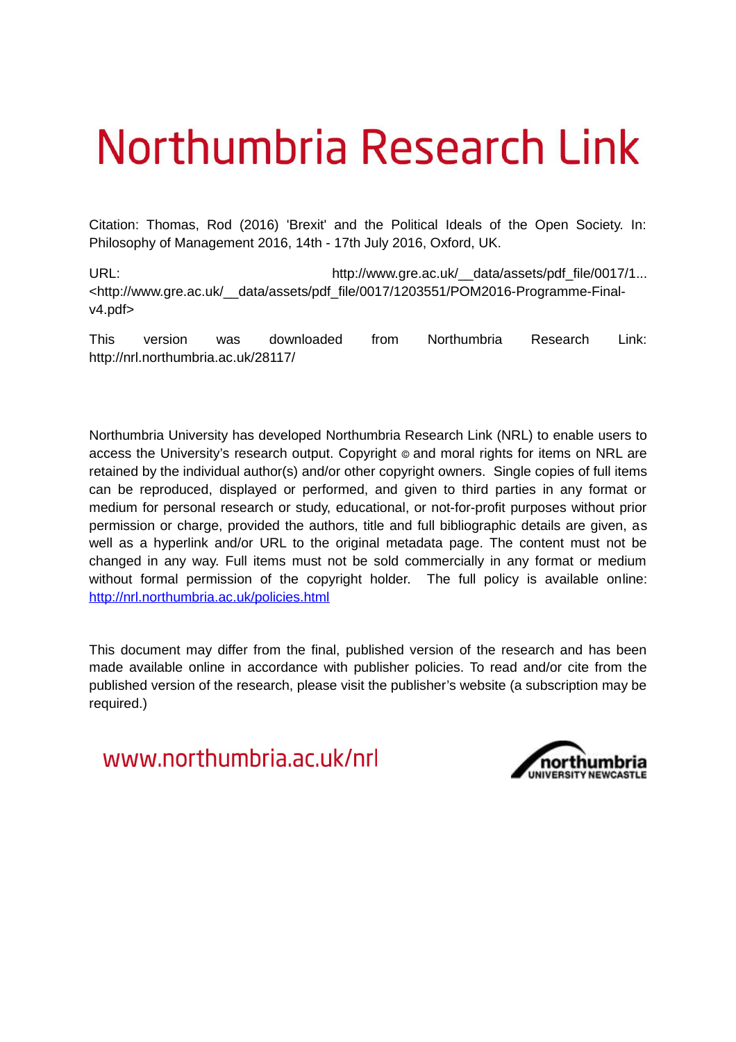# Northumbria Research Link

Citation: Thomas, Rod (2016) 'Brexit' and the Political Ideals of the Open Society. In: Philosophy of Management 2016, 14th - 17th July 2016, Oxford, UK.

URL: http://www.gre.ac.uk/__data/assets/pdf_file/0017/1... <http://www.gre.ac.uk/__data/assets/pdf_file/0017/1203551/POM2016-Programme-Final-v4.pdf>

This version was downloaded from Northumbria Research Link: http://nrl.northumbria.ac.uk/28117/

Northumbria University has developed Northumbria Research Link (NRL) to enable users to access the University's research output. Copyright © and moral rights for items on NRL are retained by the individual author(s) and/or other copyright owners. Single copies of full items can be reproduced, displayed or performed, and given to third parties in any format or medium for personal research or study, educational, or not-for-profit purposes without prior permission or charge, provided the authors, title and full bibliographic details are given, as well as a hyperlink and/or URL to the original metadata page. The content must not be changed in any way. Full items must not be sold commercially in any format or medium without formal permission of the copyright holder. The full policy is available online: http://nrl.northumbria.ac.uk/policies.html

This document may differ from the final, published version of the research and has been made available online in accordance with publisher policies. To read and/or cite from the published version of the research, please visit the publisher's website (a subscription may be required.)

www.northumbria.ac.uk/nrl

northumbria UNIVERSITY NEWCASTLE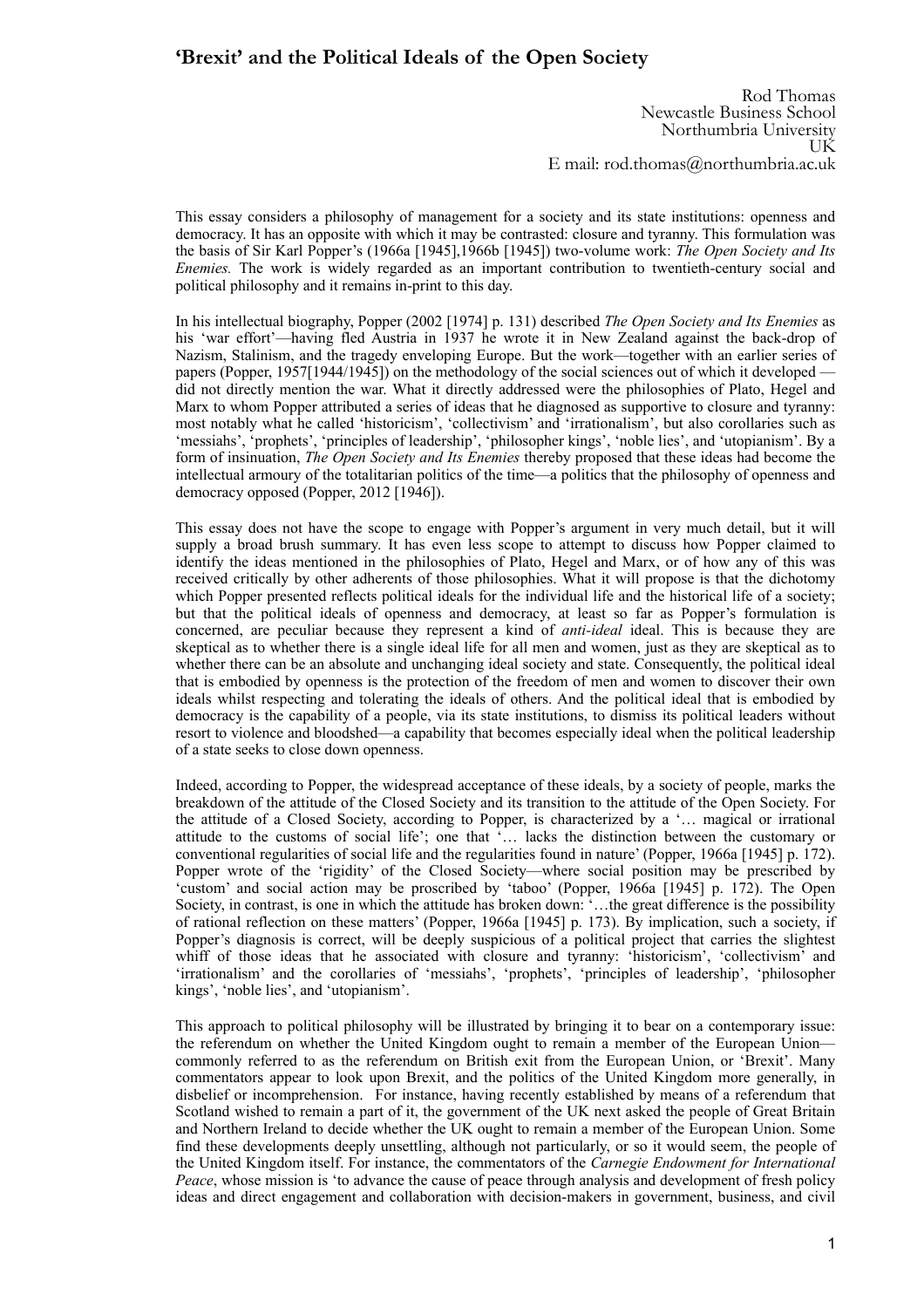# 'Brexit' and the Political Ideals of the Open Society

Rod Thomas
Newcastle Business School
Northumbria University
UK
E mail: rod.thomas@northumbria.ac.uk

This essay considers a philosophy of management for a society and its state institutions: openness and democracy. It has an opposite with which it may be contrasted: closure and tyranny. This formulation was the basis of Sir Karl Popper's (1966a [1945],1966b [1945]) two-volume work: *The Open Society and Its Enemies.* The work is widely regarded as an important contribution to twentieth-century social and political philosophy and it remains in-print to this day.

In his intellectual biography, Popper (2002 [1974] p. 131) described *The Open Society and Its Enemies* as his 'war effort'—having fled Austria in 1937 he wrote it in New Zealand against the back-drop of Nazism, Stalinism, and the tragedy enveloping Europe. But the work—together with an earlier series of papers (Popper, 1957[1944/1945]) on the methodology of the social sciences out of which it developed — did not directly mention the war. What it directly addressed were the philosophies of Plato, Hegel and Marx to whom Popper attributed a series of ideas that he diagnosed as supportive to closure and tyranny: most notably what he called 'historicism', 'collectivism' and 'irrationalism', but also corollaries such as 'messiahs', 'prophets', 'principles of leadership', 'philosopher kings', 'noble lies', and 'utopianism'. By a form of insinuation, *The Open Society and Its Enemies* thereby proposed that these ideas had become the intellectual armoury of the totalitarian politics of the time—a politics that the philosophy of openness and democracy opposed (Popper, 2012 [1946]).

This essay does not have the scope to engage with Popper's argument in very much detail, but it will supply a broad brush summary. It has even less scope to attempt to discuss how Popper claimed to identify the ideas mentioned in the philosophies of Plato, Hegel and Marx, or of how any of this was received critically by other adherents of those philosophies. What it will propose is that the dichotomy which Popper presented reflects political ideals for the individual life and the historical life of a society; but that the political ideals of openness and democracy, at least so far as Popper's formulation is concerned, are peculiar because they represent a kind of *anti-ideal* ideal. This is because they are skeptical as to whether there is a single ideal life for all men and women, just as they are skeptical as to whether there can be an absolute and unchanging ideal society and state. Consequently, the political ideal that is embodied by openness is the protection of the freedom of men and women to discover their own ideals whilst respecting and tolerating the ideals of others. And the political ideal that is embodied by democracy is the capability of a people, via its state institutions, to dismiss its political leaders without resort to violence and bloodshed—a capability that becomes especially ideal when the political leadership of a state seeks to close down openness.

Indeed, according to Popper, the widespread acceptance of these ideals, by a society of people, marks the breakdown of the attitude of the Closed Society and its transition to the attitude of the Open Society. For the attitude of a Closed Society, according to Popper, is characterized by a '… magical or irrational attitude to the customs of social life'; one that '… lacks the distinction between the customary or conventional regularities of social life and the regularities found in nature' (Popper, 1966a [1945] p. 172). Popper wrote of the 'rigidity' of the Closed Society—where social position may be prescribed by 'custom' and social action may be proscribed by 'taboo' (Popper, 1966a [1945] p. 172). The Open Society, in contrast, is one in which the attitude has broken down: '…the great difference is the possibility of rational reflection on these matters' (Popper, 1966a [1945] p. 173). By implication, such a society, if Popper's diagnosis is correct, will be deeply suspicious of a political project that carries the slightest whiff of those ideas that he associated with closure and tyranny: 'historicism', 'collectivism' and 'irrationalism' and the corollaries of 'messiahs', 'prophets', 'principles of leadership', 'philosopher kings', 'noble lies', and 'utopianism'.

This approach to political philosophy will be illustrated by bringing it to bear on a contemporary issue: the referendum on whether the United Kingdom ought to remain a member of the European Union—commonly referred to as the referendum on British exit from the European Union, or 'Brexit'. Many commentators appear to look upon Brexit, and the politics of the United Kingdom more generally, in disbelief or incomprehension. For instance, having recently established by means of a referendum that Scotland wished to remain a part of it, the government of the UK next asked the people of Great Britain and Northern Ireland to decide whether the UK ought to remain a member of the European Union. Some find these developments deeply unsettling, although not particularly, or so it would seem, the people of the United Kingdom itself. For instance, the commentators of the *Carnegie Endowment for International Peace*, whose mission is 'to advance the cause of peace through analysis and development of fresh policy ideas and direct engagement and collaboration with decision-makers in government, business, and civil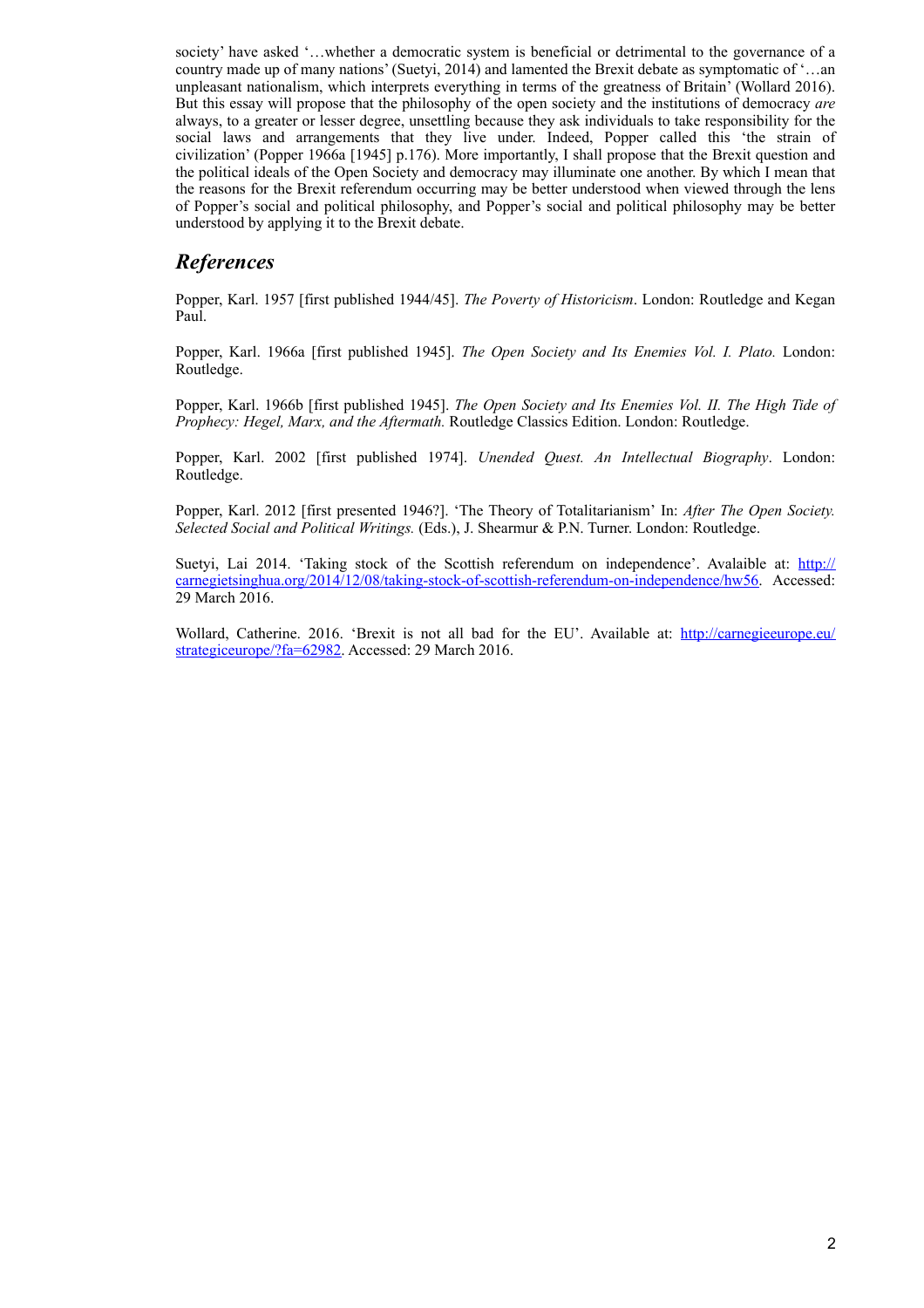society' have asked '…whether a democratic system is beneficial or detrimental to the governance of a country made up of many nations' (Suetyi, 2014) and lamented the Brexit debate as symptomatic of '…an unpleasant nationalism, which interprets everything in terms of the greatness of Britain' (Wollard 2016). But this essay will propose that the philosophy of the open society and the institutions of democracy *are* always, to a greater or lesser degree, unsettling because they ask individuals to take responsibility for the social laws and arrangements that they live under. Indeed, Popper called this 'the strain of civilization' (Popper 1966a [1945] p.176). More importantly, I shall propose that the Brexit question and the political ideals of the Open Society and democracy may illuminate one another. By which I mean that the reasons for the Brexit referendum occurring may be better understood when viewed through the lens of Popper's social and political philosophy, and Popper's social and political philosophy may be better understood by applying it to the Brexit debate.

## *References*

Popper, Karl. 1957 [first published 1944/45]. *The Poverty of Historicism*. London: Routledge and Kegan Paul.

Popper, Karl. 1966a [first published 1945]. *The Open Society and Its Enemies Vol. I. Plato.* London: Routledge.

Popper, Karl. 1966b [first published 1945]. *The Open Society and Its Enemies Vol. II. The High Tide of Prophecy: Hegel, Marx, and the Aftermath.* Routledge Classics Edition. London: Routledge.

Popper, Karl. 2002 [first published 1974]. *Unended Quest. An Intellectual Biography*. London: Routledge.

Popper, Karl. 2012 [first presented 1946?]. 'The Theory of Totalitarianism' In: *After The Open Society. Selected Social and Political Writings.* (Eds.), J. Shearmur & P.N. Turner. London: Routledge.

Suetyi, Lai 2014. 'Taking stock of the Scottish referendum on independence'. Avalaible at: http://carnegietsinghua.org/2014/12/08/taking-stock-of-scottish-referendum-on-independence/hw56. Accessed: 29 March 2016.

Wollard, Catherine. 2016. 'Brexit is not all bad for the EU'. Available at: http://carnegieeurope.eu/strategiceurope/?fa=62982. Accessed: 29 March 2016.